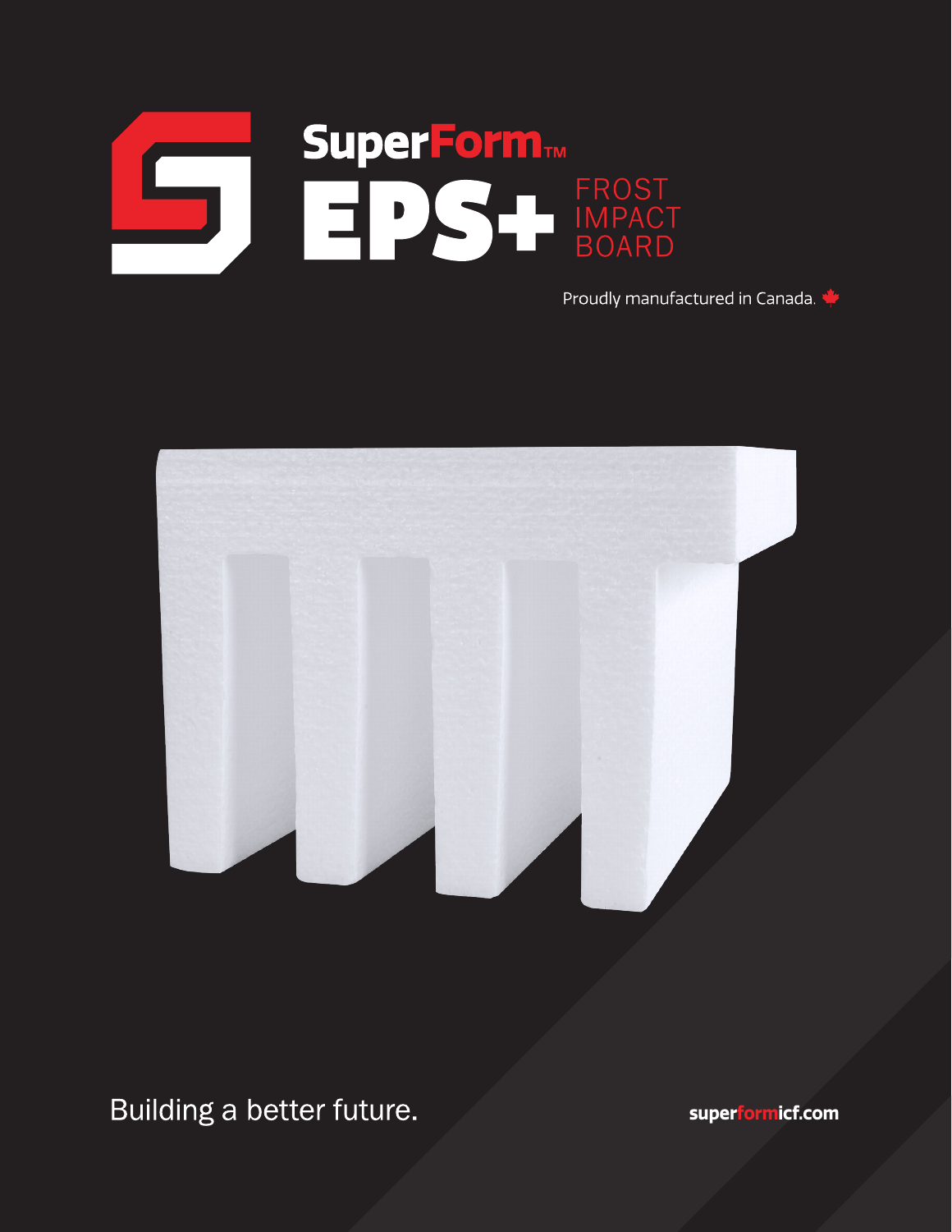# SuperForm™ EPS+ FROST IMPACT BOARD

Proudly manufactured in Canada.

Building a better future.

superformicf.com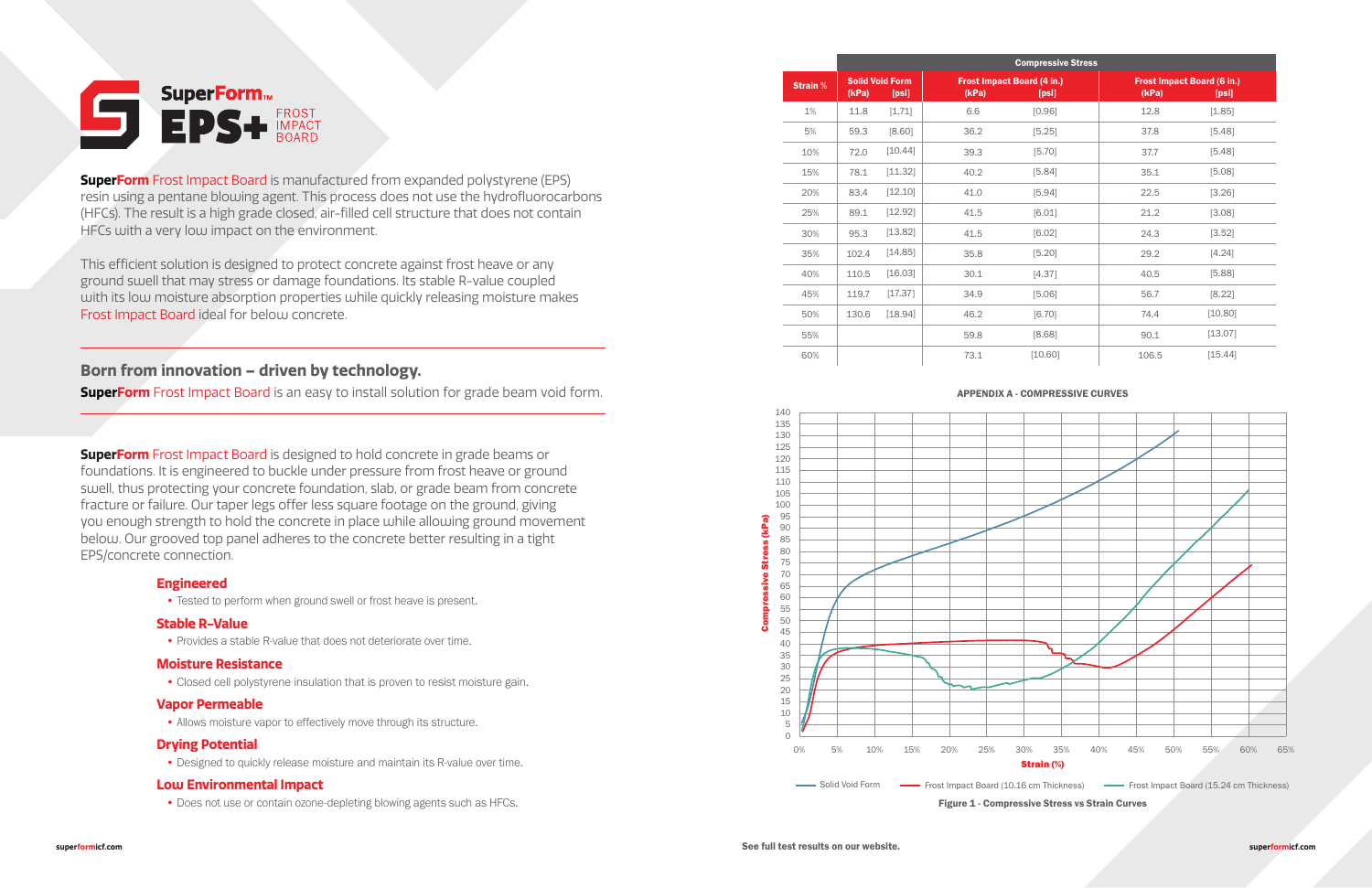# SuperForm™ EPS+ FROST IMPACT BOARD

**SuperForm** Frost Impact Board is manufactured from expanded polystyrene (EPS) resin using a pentane blowing agent. This process does not use the hydrofluorocarbons (HFCs). The result is a high grade closed, air-filled cell structure that does not contain HFCs with a very low impact on the environment.

This efficient solution is designed to protect concrete against frost heave or any ground swell that may stress or damage foundations. Its stable R-value coupled with its low moisture absorption properties while quickly releasing moisture makes Frost Impact Board ideal for below concrete.

## Born from innovation – driven by technology.

**SuperForm** Frost Impact Board is an easy to install solution for grade beam void form.

**SuperForm** Frost Impact Board is designed to hold concrete in grade beams or foundations. It is engineered to buckle under pressure from frost heave or ground swell, thus protecting your concrete foundation, slab, or grade beam from concrete fracture or failure. Our taper legs offer less square footage on the ground, giving you enough strength to hold the concrete in place while allowing ground movement below. Our grooved top panel adheres to the concrete better resulting in a tight EPS/concrete connection.

### Engineered
- Tested to perform when ground swell or frost heave is present.

### Stable R-Value
- Provides a stable R-value that does not deteriorate over time.

### Moisture Resistance
- Closed cell polystyrene insulation that is proven to resist moisture gain.

### Vapor Permeable
- Allows moisture vapor to effectively move through its structure.

### Drying Potential
- Designed to quickly release moisture and maintain its R-value over time.

### Low Environmental Impact
- Does not use or contain ozone-depleting blowing agents such as HFCs.

| | Compressive Stress | | | | | |
|---|---|---|---|---|---|---|
| Strain % | Solid Void Form (kPa) | [psi] | Frost Impact Board (4 in.) (kPa) | [psi] | Frost Impact Board (6 in.) (kPa) | [psi] |
| 1% | 11.8 | [1.71] | 6.6 | [0.96] | 12.8 | [1.85] |
| 5% | 59.3 | [8.60] | 36.2 | [5.25] | 37.8 | [5.48] |
| 10% | 72.0 | [10.44] | 39.3 | [5.70] | 37.7 | [5.48] |
| 15% | 78.1 | [11.32] | 40.2 | [5.84] | 35.1 | [5.08] |
| 20% | 83.4 | [12.10] | 41.0 | [5.94] | 22.5 | [3.26] |
| 25% | 89.1 | [12.92] | 41.5 | [6.01] | 21.2 | [3.08] |
| 30% | 95.3 | [13.82] | 41.5 | [6.02] | 24.3 | [3.52] |
| 35% | 102.4 | [14.85] | 35.8 | [5.20] | 29.2 | [4.24] |
| 40% | 110.5 | [16.03] | 30.1 | [4.37] | 40.5 | [5.88] |
| 45% | 119.7 | [17.37] | 34.9 | [5.06] | 56.7 | [8.22] |
| 50% | 130.6 | [18.94] | 46.2 | [6.70] | 74.4 | [10.80] |
| 55% | | | 59.8 | [8.68] | 90.1 | [13.07] |
| 60% | | | 73.1 | [10.60] | 106.5 | [15.44] |

**APPENDIX A - COMPRESSIVE CURVES**

**Figure 1 - Compressive Stress vs Strain Curves**

See full test results on our website.

superformicf.com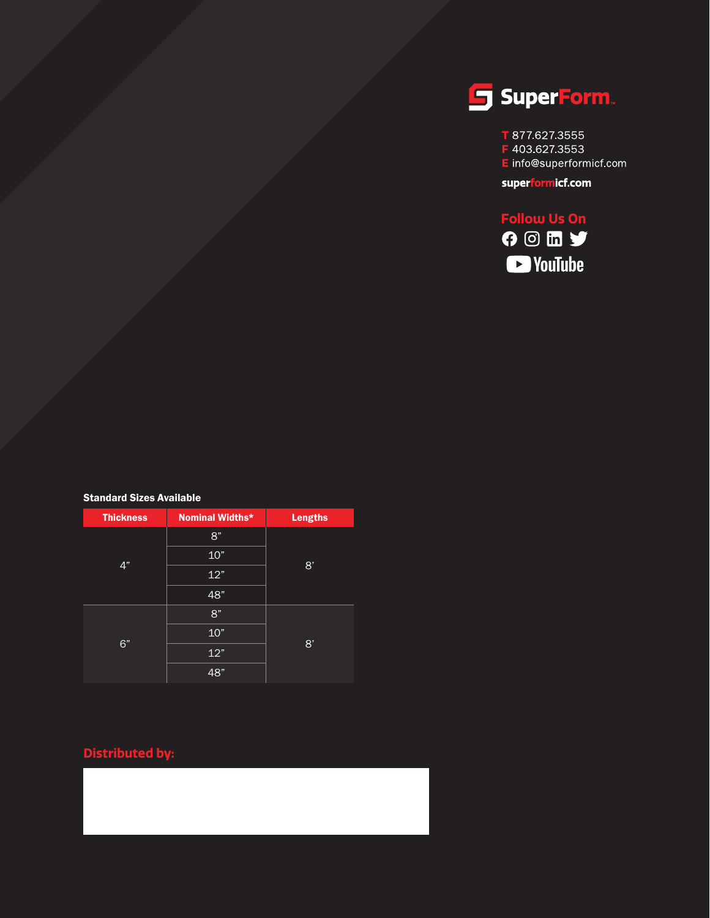SuperForm

T 877.627.3555
F 403.627.3553
E info@superformicf.com

superformicf.com

Follow Us On

YouTube

**Standard Sizes Available**

| Thickness | Nominal Widths* | Lengths |
| --- | --- | --- |
| 4” | 8” | 8’ |
| | 10” | |
| | 12” | |
| | 48” | |
| 6” | 8” | 8’ |
| | 10” | |
| | 12” | |
| | 48” | |

**Distributed by:**